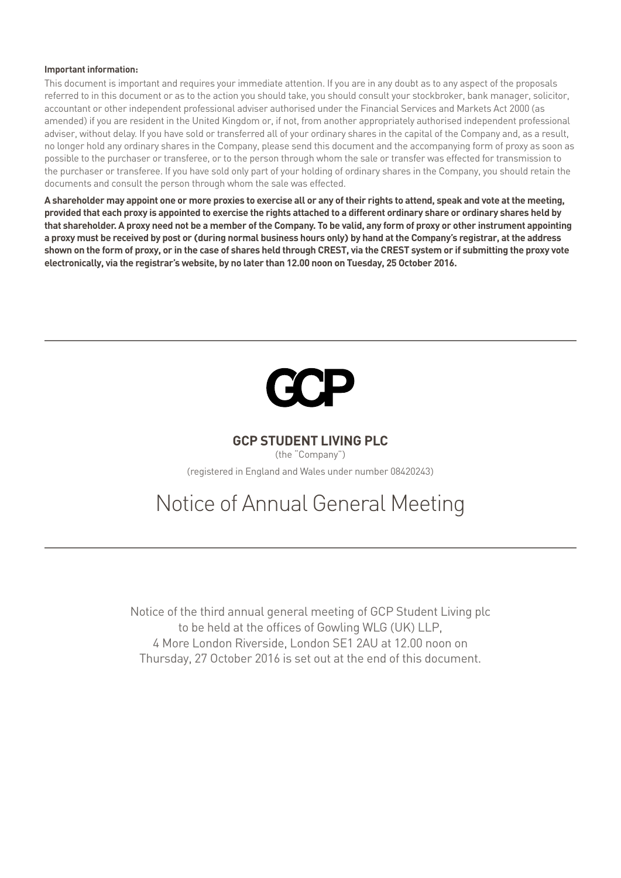**Important information:**

This document is important and requires your immediate attention. If you are in any doubt as to any aspect of the proposals referred to in this document or as to the action you should take, you should consult your stockbroker, bank manager, solicitor, accountant or other independent professional adviser authorised under the Financial Services and Markets Act 2000 (as amended) if you are resident in the United Kingdom or, if not, from another appropriately authorised independent professional adviser, without delay. If you have sold or transferred all of your ordinary shares in the capital of the Company and, as a result, no longer hold any ordinary shares in the Company, please send this document and the accompanying form of proxy as soon as possible to the purchaser or transferee, or to the person through whom the sale or transfer was effected for transmission to the purchaser or transferee. If you have sold only part of your holding of ordinary shares in the Company, you should retain the documents and consult the person through whom the sale was effected.

**A shareholder may appoint one or more proxies to exercise all or any of their rights to attend, speak and vote at the meeting, provided that each proxy is appointed to exercise the rights attached to a different ordinary share or ordinary shares held by that shareholder. A proxy need not be a member of the Company. To be valid, any form of proxy or other instrument appointing a proxy must be received by post or (during normal business hours only) by hand at the Company's registrar, at the address shown on the form of proxy, or in the case of shares held through CREST, via the CREST system or if submitting the proxy vote electronically, via the registrar's website, by no later than 12.00 noon on Tuesday, 25 October 2016.**

---

GCP

**GCP STUDENT LIVING PLC**

(the "Company")

(registered in England and Wales under number 08420243)

# Notice of Annual General Meeting

---

Notice of the third annual general meeting of GCP Student Living plc to be held at the offices of Gowling WLG (UK) LLP, 4 More London Riverside, London SE1 2AU at 12.00 noon on Thursday, 27 October 2016 is set out at the end of this document.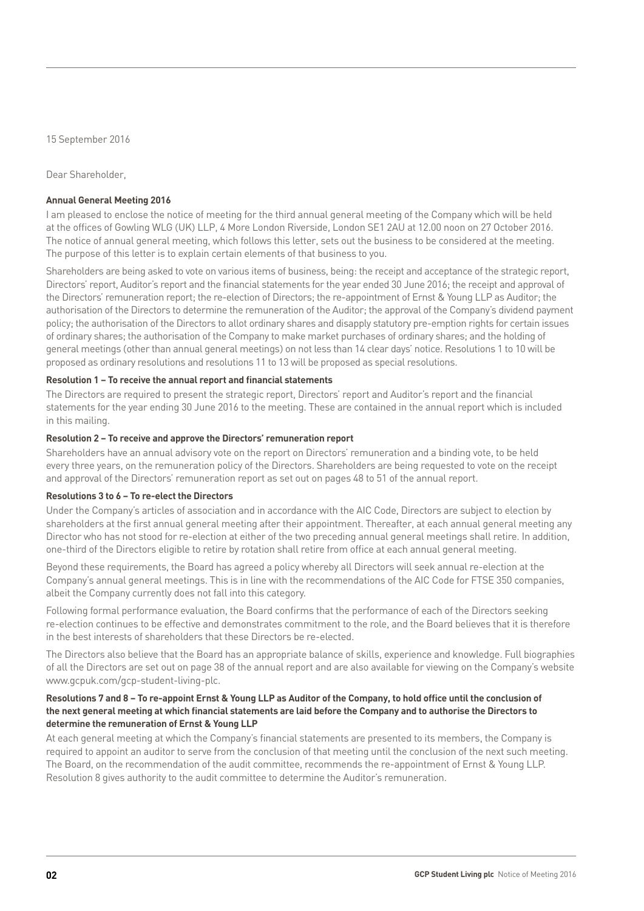15 September 2016

Dear Shareholder,

**Annual General Meeting 2016**

I am pleased to enclose the notice of meeting for the third annual general meeting of the Company which will be held at the offices of Gowling WLG (UK) LLP, 4 More London Riverside, London SE1 2AU at 12.00 noon on 27 October 2016. The notice of annual general meeting, which follows this letter, sets out the business to be considered at the meeting. The purpose of this letter is to explain certain elements of that business to you.

Shareholders are being asked to vote on various items of business, being: the receipt and acceptance of the strategic report, Directors' report, Auditor's report and the financial statements for the year ended 30 June 2016; the receipt and approval of the Directors' remuneration report; the re-election of Directors; the re-appointment of Ernst & Young LLP as Auditor; the authorisation of the Directors to determine the remuneration of the Auditor; the approval of the Company's dividend payment policy; the authorisation of the Directors to allot ordinary shares and disapply statutory pre-emption rights for certain issues of ordinary shares; the authorisation of the Company to make market purchases of ordinary shares; and the holding of general meetings (other than annual general meetings) on not less than 14 clear days' notice. Resolutions 1 to 10 will be proposed as ordinary resolutions and resolutions 11 to 13 will be proposed as special resolutions.

**Resolution 1 – To receive the annual report and financial statements**

The Directors are required to present the strategic report, Directors' report and Auditor's report and the financial statements for the year ending 30 June 2016 to the meeting. These are contained in the annual report which is included in this mailing.

**Resolution 2 – To receive and approve the Directors' remuneration report**

Shareholders have an annual advisory vote on the report on Directors' remuneration and a binding vote, to be held every three years, on the remuneration policy of the Directors. Shareholders are being requested to vote on the receipt and approval of the Directors' remuneration report as set out on pages 48 to 51 of the annual report.

**Resolutions 3 to 6 – To re-elect the Directors**

Under the Company's articles of association and in accordance with the AIC Code, Directors are subject to election by shareholders at the first annual general meeting after their appointment. Thereafter, at each annual general meeting any Director who has not stood for re-election at either of the two preceding annual general meetings shall retire. In addition, one-third of the Directors eligible to retire by rotation shall retire from office at each annual general meeting.

Beyond these requirements, the Board has agreed a policy whereby all Directors will seek annual re-election at the Company's annual general meetings. This is in line with the recommendations of the AIC Code for FTSE 350 companies, albeit the Company currently does not fall into this category.

Following formal performance evaluation, the Board confirms that the performance of each of the Directors seeking re-election continues to be effective and demonstrates commitment to the role, and the Board believes that it is therefore in the best interests of shareholders that these Directors be re-elected.

The Directors also believe that the Board has an appropriate balance of skills, experience and knowledge. Full biographies of all the Directors are set out on page 38 of the annual report and are also available for viewing on the Company's website www.gcpuk.com/gcp-student-living-plc.

**Resolutions 7 and 8 – To re-appoint Ernst & Young LLP as Auditor of the Company, to hold office until the conclusion of the next general meeting at which financial statements are laid before the Company and to authorise the Directors to determine the remuneration of Ernst & Young LLP**

At each general meeting at which the Company's financial statements are presented to its members, the Company is required to appoint an auditor to serve from the conclusion of that meeting until the conclusion of the next such meeting. The Board, on the recommendation of the audit committee, recommends the re-appointment of Ernst & Young LLP. Resolution 8 gives authority to the audit committee to determine the Auditor's remuneration.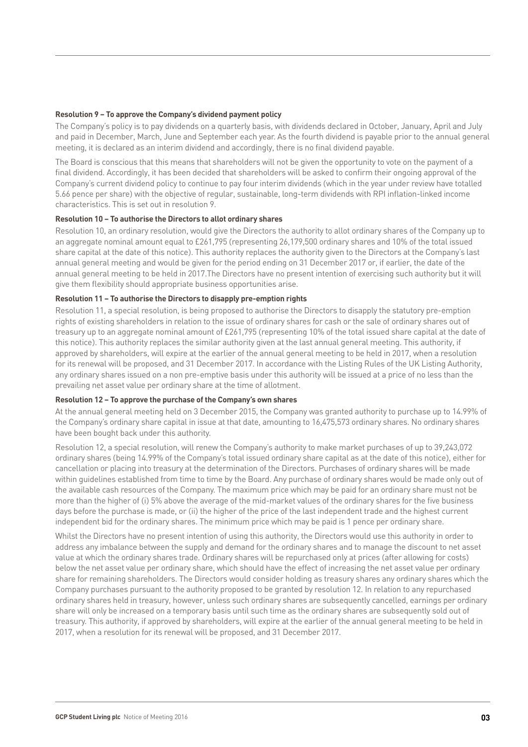**Resolution 9 – To approve the Company's dividend payment policy**

The Company's policy is to pay dividends on a quarterly basis, with dividends declared in October, January, April and July and paid in December, March, June and September each year. As the fourth dividend is payable prior to the annual general meeting, it is declared as an interim dividend and accordingly, there is no final dividend payable.

The Board is conscious that this means that shareholders will not be given the opportunity to vote on the payment of a final dividend. Accordingly, it has been decided that shareholders will be asked to confirm their ongoing approval of the Company's current dividend policy to continue to pay four interim dividends (which in the year under review have totalled 5.66 pence per share) with the objective of regular, sustainable, long-term dividends with RPI inflation-linked income characteristics. This is set out in resolution 9.

**Resolution 10 – To authorise the Directors to allot ordinary shares**

Resolution 10, an ordinary resolution, would give the Directors the authority to allot ordinary shares of the Company up to an aggregate nominal amount equal to £261,795 (representing 26,179,500 ordinary shares and 10% of the total issued share capital at the date of this notice). This authority replaces the authority given to the Directors at the Company's last annual general meeting and would be given for the period ending on 31 December 2017 or, if earlier, the date of the annual general meeting to be held in 2017.The Directors have no present intention of exercising such authority but it will give them flexibility should appropriate business opportunities arise.

**Resolution 11 – To authorise the Directors to disapply pre-emption rights**

Resolution 11, a special resolution, is being proposed to authorise the Directors to disapply the statutory pre-emption rights of existing shareholders in relation to the issue of ordinary shares for cash or the sale of ordinary shares out of treasury up to an aggregate nominal amount of £261,795 (representing 10% of the total issued share capital at the date of this notice). This authority replaces the similar authority given at the last annual general meeting. This authority, if approved by shareholders, will expire at the earlier of the annual general meeting to be held in 2017, when a resolution for its renewal will be proposed, and 31 December 2017. In accordance with the Listing Rules of the UK Listing Authority, any ordinary shares issued on a non pre-emptive basis under this authority will be issued at a price of no less than the prevailing net asset value per ordinary share at the time of allotment.

**Resolution 12 – To approve the purchase of the Company's own shares**

At the annual general meeting held on 3 December 2015, the Company was granted authority to purchase up to 14.99% of the Company's ordinary share capital in issue at that date, amounting to 16,475,573 ordinary shares. No ordinary shares have been bought back under this authority.

Resolution 12, a special resolution, will renew the Company's authority to make market purchases of up to 39,243,072 ordinary shares (being 14.99% of the Company's total issued ordinary share capital as at the date of this notice), either for cancellation or placing into treasury at the determination of the Directors. Purchases of ordinary shares will be made within guidelines established from time to time by the Board. Any purchase of ordinary shares would be made only out of the available cash resources of the Company. The maximum price which may be paid for an ordinary share must not be more than the higher of (i) 5% above the average of the mid-market values of the ordinary shares for the five business days before the purchase is made, or (ii) the higher of the price of the last independent trade and the highest current independent bid for the ordinary shares. The minimum price which may be paid is 1 pence per ordinary share.

Whilst the Directors have no present intention of using this authority, the Directors would use this authority in order to address any imbalance between the supply and demand for the ordinary shares and to manage the discount to net asset value at which the ordinary shares trade. Ordinary shares will be repurchased only at prices (after allowing for costs) below the net asset value per ordinary share, which should have the effect of increasing the net asset value per ordinary share for remaining shareholders. The Directors would consider holding as treasury shares any ordinary shares which the Company purchases pursuant to the authority proposed to be granted by resolution 12. In relation to any repurchased ordinary shares held in treasury, however, unless such ordinary shares are subsequently cancelled, earnings per ordinary share will only be increased on a temporary basis until such time as the ordinary shares are subsequently sold out of treasury. This authority, if approved by shareholders, will expire at the earlier of the annual general meeting to be held in 2017, when a resolution for its renewal will be proposed, and 31 December 2017.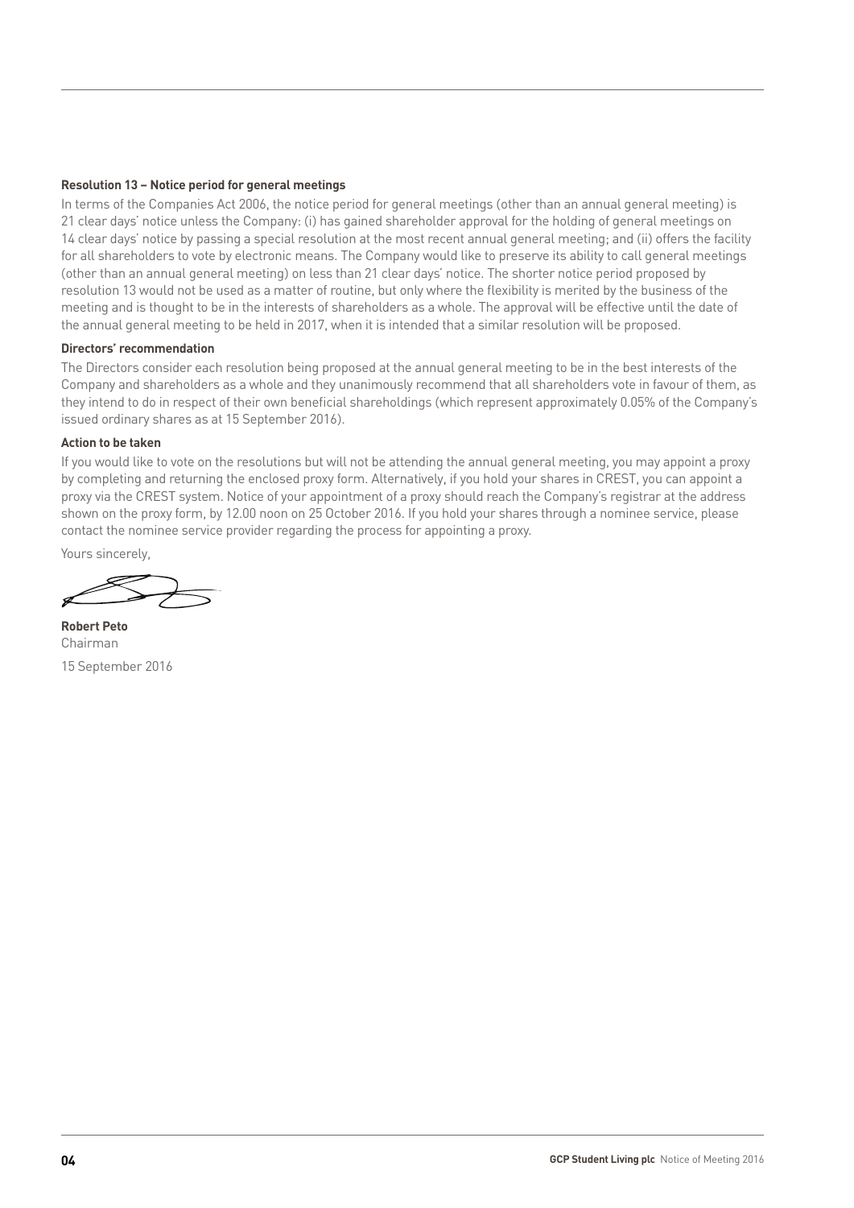**Resolution 13 – Notice period for general meetings**

In terms of the Companies Act 2006, the notice period for general meetings (other than an annual general meeting) is 21 clear days' notice unless the Company: (i) has gained shareholder approval for the holding of general meetings on 14 clear days' notice by passing a special resolution at the most recent annual general meeting; and (ii) offers the facility for all shareholders to vote by electronic means. The Company would like to preserve its ability to call general meetings (other than an annual general meeting) on less than 21 clear days' notice. The shorter notice period proposed by resolution 13 would not be used as a matter of routine, but only where the flexibility is merited by the business of the meeting and is thought to be in the interests of shareholders as a whole. The approval will be effective until the date of the annual general meeting to be held in 2017, when it is intended that a similar resolution will be proposed.

**Directors' recommendation**

The Directors consider each resolution being proposed at the annual general meeting to be in the best interests of the Company and shareholders as a whole and they unanimously recommend that all shareholders vote in favour of them, as they intend to do in respect of their own beneficial shareholdings (which represent approximately 0.05% of the Company's issued ordinary shares as at 15 September 2016).

**Action to be taken**

If you would like to vote on the resolutions but will not be attending the annual general meeting, you may appoint a proxy by completing and returning the enclosed proxy form. Alternatively, if you hold your shares in CREST, you can appoint a proxy via the CREST system. Notice of your appointment of a proxy should reach the Company's registrar at the address shown on the proxy form, by 12.00 noon on 25 October 2016. If you hold your shares through a nominee service, please contact the nominee service provider regarding the process for appointing a proxy.

Yours sincerely,

**Robert Peto**
Chairman

15 September 2016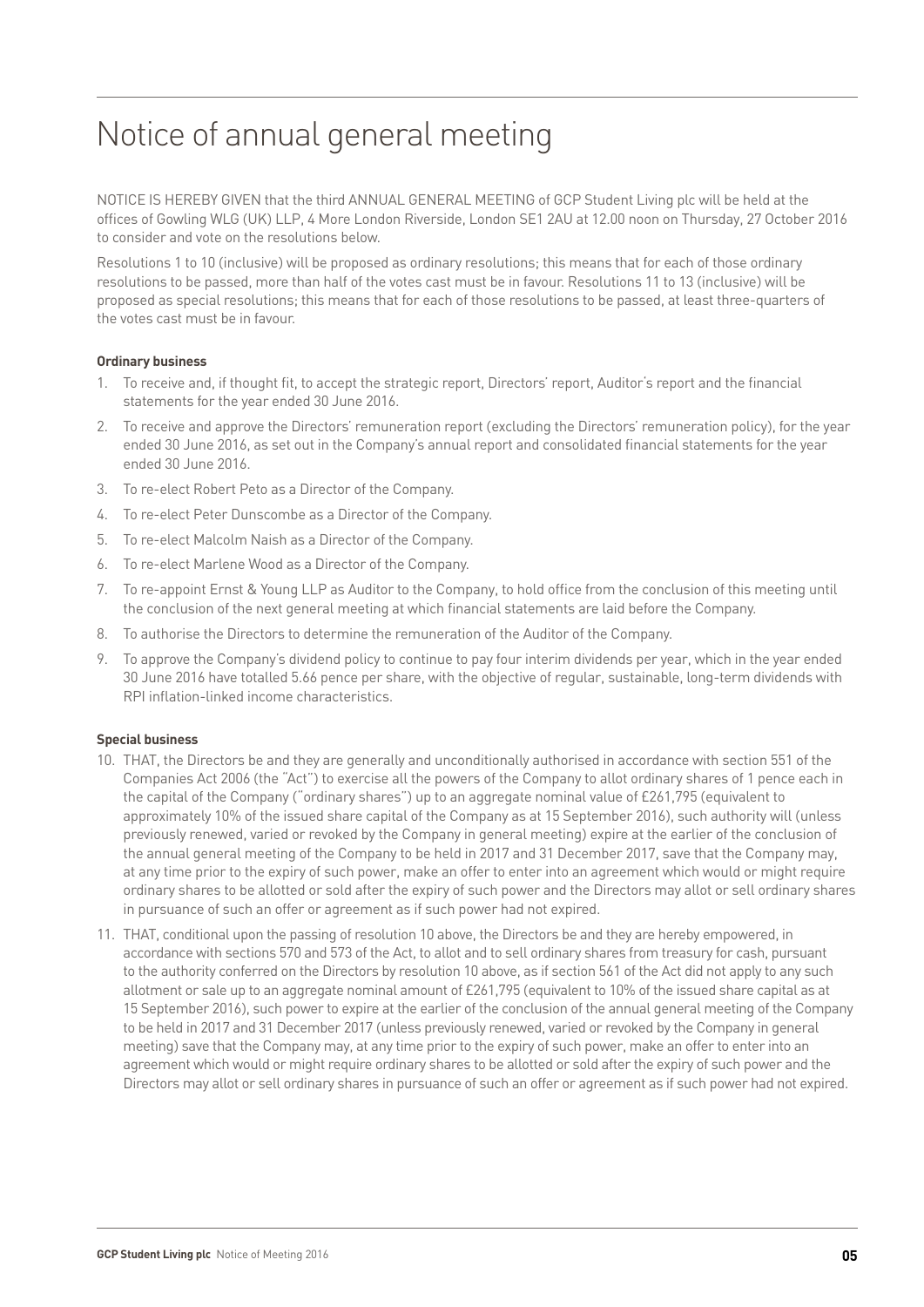# Notice of annual general meeting

NOTICE IS HEREBY GIVEN that the third ANNUAL GENERAL MEETING of GCP Student Living plc will be held at the offices of Gowling WLG (UK) LLP, 4 More London Riverside, London SE1 2AU at 12.00 noon on Thursday, 27 October 2016 to consider and vote on the resolutions below.

Resolutions 1 to 10 (inclusive) will be proposed as ordinary resolutions; this means that for each of those ordinary resolutions to be passed, more than half of the votes cast must be in favour. Resolutions 11 to 13 (inclusive) will be proposed as special resolutions; this means that for each of those resolutions to be passed, at least three-quarters of the votes cast must be in favour.

**Ordinary business**

1. To receive and, if thought fit, to accept the strategic report, Directors' report, Auditor's report and the financial statements for the year ended 30 June 2016.
2. To receive and approve the Directors' remuneration report (excluding the Directors' remuneration policy), for the year ended 30 June 2016, as set out in the Company's annual report and consolidated financial statements for the year ended 30 June 2016.
3. To re-elect Robert Peto as a Director of the Company.
4. To re-elect Peter Dunscombe as a Director of the Company.
5. To re-elect Malcolm Naish as a Director of the Company.
6. To re-elect Marlene Wood as a Director of the Company.
7. To re-appoint Ernst & Young LLP as Auditor to the Company, to hold office from the conclusion of this meeting until the conclusion of the next general meeting at which financial statements are laid before the Company.
8. To authorise the Directors to determine the remuneration of the Auditor of the Company.
9. To approve the Company's dividend policy to continue to pay four interim dividends per year, which in the year ended 30 June 2016 have totalled 5.66 pence per share, with the objective of regular, sustainable, long-term dividends with RPI inflation-linked income characteristics.

**Special business**

10. THAT, the Directors be and they are generally and unconditionally authorised in accordance with section 551 of the Companies Act 2006 (the "Act") to exercise all the powers of the Company to allot ordinary shares of 1 pence each in the capital of the Company ("ordinary shares") up to an aggregate nominal value of £261,795 (equivalent to approximately 10% of the issued share capital of the Company as at 15 September 2016), such authority will (unless previously renewed, varied or revoked by the Company in general meeting) expire at the earlier of the conclusion of the annual general meeting of the Company to be held in 2017 and 31 December 2017, save that the Company may, at any time prior to the expiry of such power, make an offer to enter into an agreement which would or might require ordinary shares to be allotted or sold after the expiry of such power and the Directors may allot or sell ordinary shares in pursuance of such an offer or agreement as if such power had not expired.
11. THAT, conditional upon the passing of resolution 10 above, the Directors be and they are hereby empowered, in accordance with sections 570 and 573 of the Act, to allot and to sell ordinary shares from treasury for cash, pursuant to the authority conferred on the Directors by resolution 10 above, as if section 561 of the Act did not apply to any such allotment or sale up to an aggregate nominal amount of £261,795 (equivalent to 10% of the issued share capital as at 15 September 2016), such power to expire at the earlier of the conclusion of the annual general meeting of the Company to be held in 2017 and 31 December 2017 (unless previously renewed, varied or revoked by the Company in general meeting) save that the Company may, at any time prior to the expiry of such power, make an offer to enter into an agreement which would or might require ordinary shares to be allotted or sold after the expiry of such power and the Directors may allot or sell ordinary shares in pursuance of such an offer or agreement as if such power had not expired.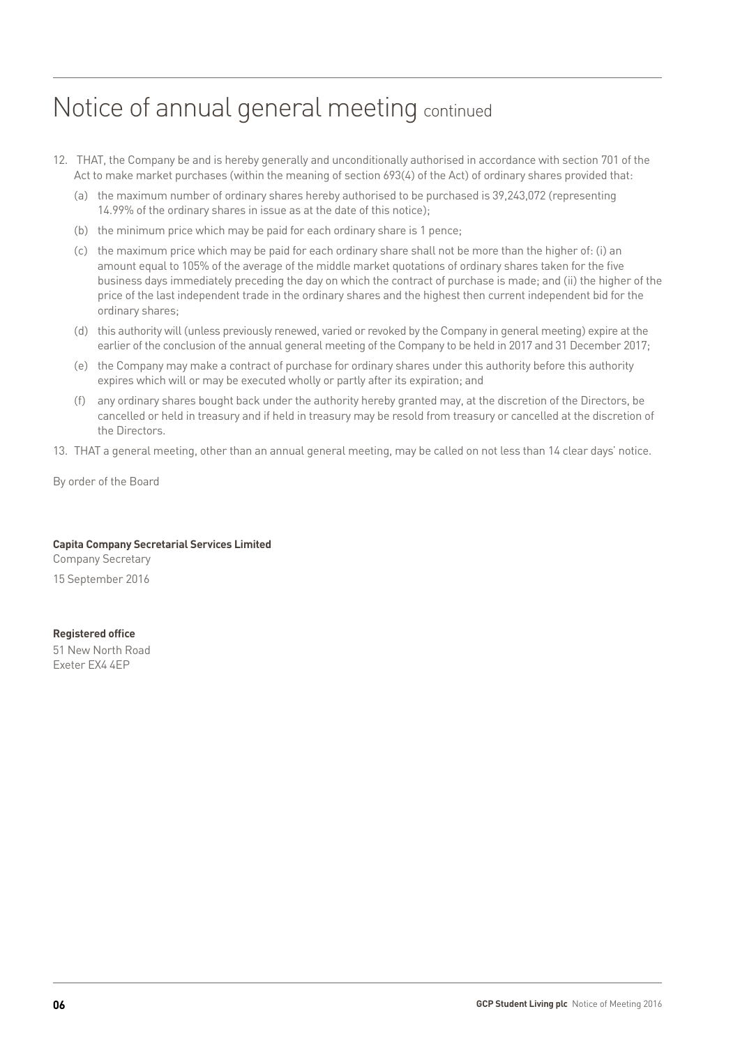# Notice of annual general meeting continued

12. THAT, the Company be and is hereby generally and unconditionally authorised in accordance with section 701 of the Act to make market purchases (within the meaning of section 693(4) of the Act) of ordinary shares provided that:

    (a) the maximum number of ordinary shares hereby authorised to be purchased is 39,243,072 (representing 14.99% of the ordinary shares in issue as at the date of this notice);

    (b) the minimum price which may be paid for each ordinary share is 1 pence;

    (c) the maximum price which may be paid for each ordinary share shall not be more than the higher of: (i) an amount equal to 105% of the average of the middle market quotations of ordinary shares taken for the five business days immediately preceding the day on which the contract of purchase is made; and (ii) the higher of the price of the last independent trade in the ordinary shares and the highest then current independent bid for the ordinary shares;

    (d) this authority will (unless previously renewed, varied or revoked by the Company in general meeting) expire at the earlier of the conclusion of the annual general meeting of the Company to be held in 2017 and 31 December 2017;

    (e) the Company may make a contract of purchase for ordinary shares under this authority before this authority expires which will or may be executed wholly or partly after its expiration; and

    (f) any ordinary shares bought back under the authority hereby granted may, at the discretion of the Directors, be cancelled or held in treasury and if held in treasury may be resold from treasury or cancelled at the discretion of the Directors.

13. THAT a general meeting, other than an annual general meeting, may be called on not less than 14 clear days' notice.

By order of the Board

**Capita Company Secretarial Services Limited**
Company Secretary
15 September 2016

**Registered office**
51 New North Road
Exeter EX4 4EP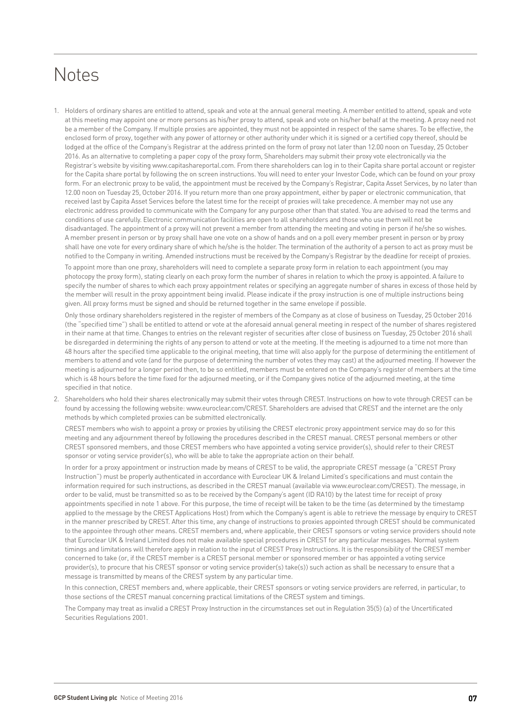# Notes

1. Holders of ordinary shares are entitled to attend, speak and vote at the annual general meeting. A member entitled to attend, speak and vote at this meeting may appoint one or more persons as his/her proxy to attend, speak and vote on his/her behalf at the meeting. A proxy need not be a member of the Company. If multiple proxies are appointed, they must not be appointed in respect of the same shares. To be effective, the enclosed form of proxy, together with any power of attorney or other authority under which it is signed or a certified copy thereof, should be lodged at the office of the Company's Registrar at the address printed on the form of proxy not later than 12.00 noon on Tuesday, 25 October 2016. As an alternative to completing a paper copy of the proxy form, Shareholders may submit their proxy vote electronically via the Registrar's website by visiting www.capitashareportal.com. From there shareholders can log in to their Capita share portal account or register for the Capita share portal by following the on screen instructions. You will need to enter your Investor Code, which can be found on your proxy form. For an electronic proxy to be valid, the appointment must be received by the Company's Registrar, Capita Asset Services, by no later than 12.00 noon on Tuesday 25, October 2016. If you return more than one proxy appointment, either by paper or electronic communication, that received last by Capita Asset Services before the latest time for the receipt of proxies will take precedence. A member may not use any electronic address provided to communicate with the Company for any purpose other than that stated. You are advised to read the terms and conditions of use carefully. Electronic communication facilities are open to all shareholders and those who use them will not be disadvantaged. The appointment of a proxy will not prevent a member from attending the meeting and voting in person if he/she so wishes. A member present in person or by proxy shall have one vote on a show of hands and on a poll every member present in person or by proxy shall have one vote for every ordinary share of which he/she is the holder. The termination of the authority of a person to act as proxy must be notified to the Company in writing. Amended instructions must be received by the Company's Registrar by the deadline for receipt of proxies.

   To appoint more than one proxy, shareholders will need to complete a separate proxy form in relation to each appointment (you may photocopy the proxy form), stating clearly on each proxy form the number of shares in relation to which the proxy is appointed. A failure to specify the number of shares to which each proxy appointment relates or specifying an aggregate number of shares in excess of those held by the member will result in the proxy appointment being invalid. Please indicate if the proxy instruction is one of multiple instructions being given. All proxy forms must be signed and should be returned together in the same envelope if possible.

   Only those ordinary shareholders registered in the register of members of the Company as at close of business on Tuesday, 25 October 2016 (the "specified time") shall be entitled to attend or vote at the aforesaid annual general meeting in respect of the number of shares registered in their name at that time. Changes to entries on the relevant register of securities after close of business on Tuesday, 25 October 2016 shall be disregarded in determining the rights of any person to attend or vote at the meeting. If the meeting is adjourned to a time not more than 48 hours after the specified time applicable to the original meeting, that time will also apply for the purpose of determining the entitlement of members to attend and vote (and for the purpose of determining the number of votes they may cast) at the adjourned meeting. If however the meeting is adjourned for a longer period then, to be so entitled, members must be entered on the Company's register of members at the time which is 48 hours before the time fixed for the adjourned meeting, or if the Company gives notice of the adjourned meeting, at the time specified in that notice.

2. Shareholders who hold their shares electronically may submit their votes through CREST. Instructions on how to vote through CREST can be found by accessing the following website: www.euroclear.com/CREST. Shareholders are advised that CREST and the internet are the only methods by which completed proxies can be submitted electronically.

   CREST members who wish to appoint a proxy or proxies by utilising the CREST electronic proxy appointment service may do so for this meeting and any adjournment thereof by following the procedures described in the CREST manual. CREST personal members or other CREST sponsored members, and those CREST members who have appointed a voting service provider(s), should refer to their CREST sponsor or voting service provider(s), who will be able to take the appropriate action on their behalf.

   In order for a proxy appointment or instruction made by means of CREST to be valid, the appropriate CREST message (a "CREST Proxy Instruction") must be properly authenticated in accordance with Euroclear UK & Ireland Limited's specifications and must contain the information required for such instructions, as described in the CREST manual (available via www.euroclear.com/CREST). The message, in order to be valid, must be transmitted so as to be received by the Company's agent (ID RA10) by the latest time for receipt of proxy appointments specified in note 1 above. For this purpose, the time of receipt will be taken to be the time (as determined by the timestamp applied to the message by the CREST Applications Host) from which the Company's agent is able to retrieve the message by enquiry to CREST in the manner prescribed by CREST. After this time, any change of instructions to proxies appointed through CREST should be communicated to the appointee through other means. CREST members and, where applicable, their CREST sponsors or voting service providers should note that Euroclear UK & Ireland Limited does not make available special procedures in CREST for any particular messages. Normal system timings and limitations will therefore apply in relation to the input of CREST Proxy Instructions. It is the responsibility of the CREST member concerned to take (or, if the CREST member is a CREST personal member or sponsored member or has appointed a voting service provider(s), to procure that his CREST sponsor or voting service provider(s) take(s)) such action as shall be necessary to ensure that a message is transmitted by means of the CREST system by any particular time.

   In this connection, CREST members and, where applicable, their CREST sponsors or voting service providers are referred, in particular, to those sections of the CREST manual concerning practical limitations of the CREST system and timings.

   The Company may treat as invalid a CREST Proxy Instruction in the circumstances set out in Regulation 35(5) (a) of the Uncertificated Securities Regulations 2001.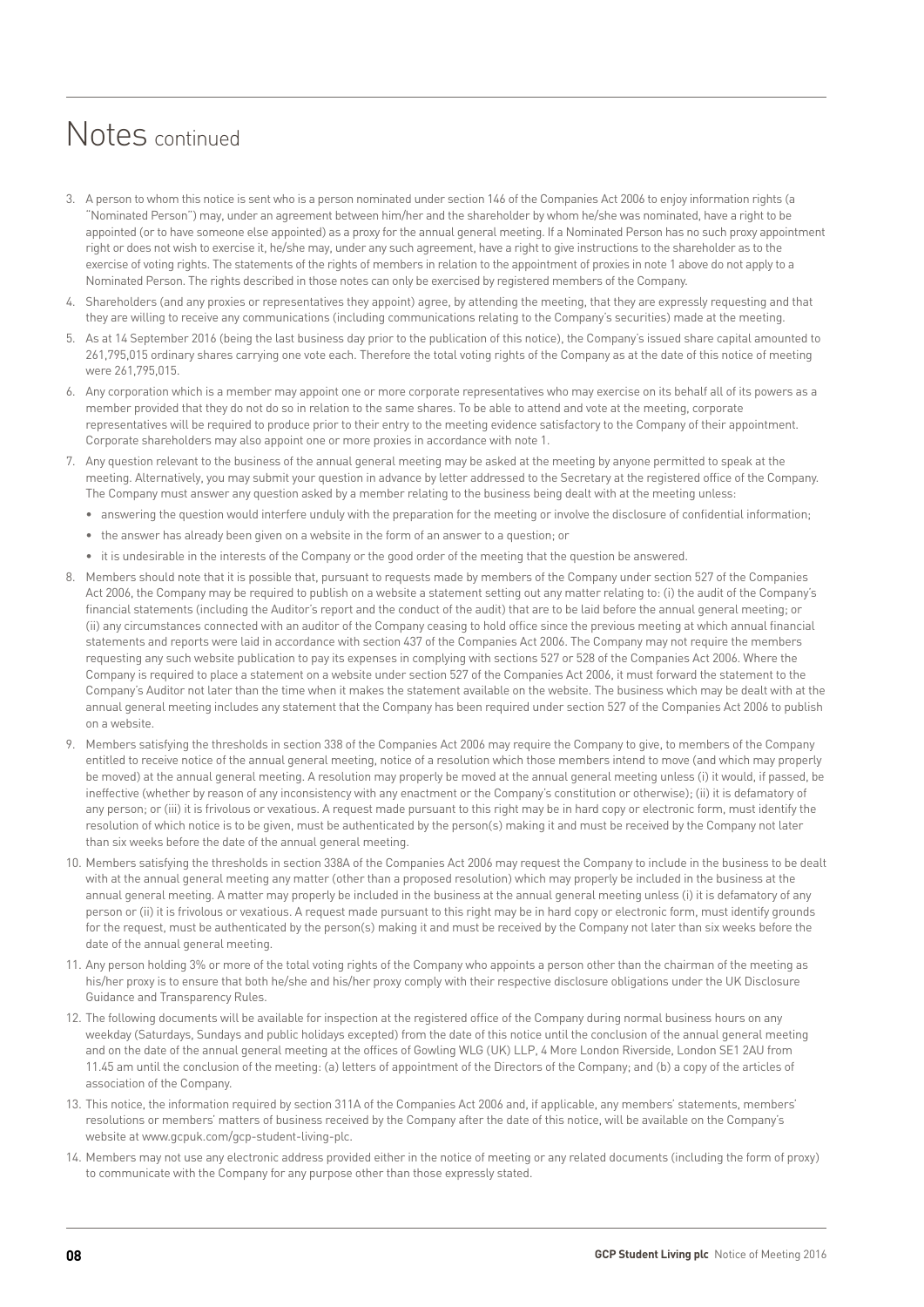# Notes continued

3. A person to whom this notice is sent who is a person nominated under section 146 of the Companies Act 2006 to enjoy information rights (a "Nominated Person") may, under an agreement between him/her and the shareholder by whom he/she was nominated, have a right to be appointed (or to have someone else appointed) as a proxy for the annual general meeting. If a Nominated Person has no such proxy appointment right or does not wish to exercise it, he/she may, under any such agreement, have a right to give instructions to the shareholder as to the exercise of voting rights. The statements of the rights of members in relation to the appointment of proxies in note 1 above do not apply to a Nominated Person. The rights described in those notes can only be exercised by registered members of the Company.
4. Shareholders (and any proxies or representatives they appoint) agree, by attending the meeting, that they are expressly requesting and that they are willing to receive any communications (including communications relating to the Company's securities) made at the meeting.
5. As at 14 September 2016 (being the last business day prior to the publication of this notice), the Company's issued share capital amounted to 261,795,015 ordinary shares carrying one vote each. Therefore the total voting rights of the Company as at the date of this notice of meeting were 261,795,015.
6. Any corporation which is a member may appoint one or more corporate representatives who may exercise on its behalf all of its powers as a member provided that they do not do so in relation to the same shares. To be able to attend and vote at the meeting, corporate representatives will be required to produce prior to their entry to the meeting evidence satisfactory to the Company of their appointment. Corporate shareholders may also appoint one or more proxies in accordance with note 1.
7. Any question relevant to the business of the annual general meeting may be asked at the meeting by anyone permitted to speak at the meeting. Alternatively, you may submit your question in advance by letter addressed to the Secretary at the registered office of the Company. The Company must answer any question asked by a member relating to the business being dealt with at the meeting unless:
   - answering the question would interfere unduly with the preparation for the meeting or involve the disclosure of confidential information;
   - the answer has already been given on a website in the form of an answer to a question; or
   - it is undesirable in the interests of the Company or the good order of the meeting that the question be answered.
8. Members should note that it is possible that, pursuant to requests made by members of the Company under section 527 of the Companies Act 2006, the Company may be required to publish on a website a statement setting out any matter relating to: (i) the audit of the Company's financial statements (including the Auditor's report and the conduct of the audit) that are to be laid before the annual general meeting; or (ii) any circumstances connected with an auditor of the Company ceasing to hold office since the previous meeting at which annual financial statements and reports were laid in accordance with section 437 of the Companies Act 2006. The Company may not require the members requesting any such website publication to pay its expenses in complying with sections 527 or 528 of the Companies Act 2006. Where the Company is required to place a statement on a website under section 527 of the Companies Act 2006, it must forward the statement to the Company's Auditor not later than the time when it makes the statement available on the website. The business which may be dealt with at the annual general meeting includes any statement that the Company has been required under section 527 of the Companies Act 2006 to publish on a website.
9. Members satisfying the thresholds in section 338 of the Companies Act 2006 may require the Company to give, to members of the Company entitled to receive notice of the annual general meeting, notice of a resolution which those members intend to move (and which may properly be moved) at the annual general meeting. A resolution may properly be moved at the annual general meeting unless (i) it would, if passed, be ineffective (whether by reason of any inconsistency with any enactment or the Company's constitution or otherwise); (ii) it is defamatory of any person; or (iii) it is frivolous or vexatious. A request made pursuant to this right may be in hard copy or electronic form, must identify the resolution of which notice is to be given, must be authenticated by the person(s) making it and must be received by the Company not later than six weeks before the date of the annual general meeting.
10. Members satisfying the thresholds in section 338A of the Companies Act 2006 may request the Company to include in the business to be dealt with at the annual general meeting any matter (other than a proposed resolution) which may properly be included in the business at the annual general meeting. A matter may properly be included in the business at the annual general meeting unless (i) it is defamatory of any person or (ii) it is frivolous or vexatious. A request made pursuant to this right may be in hard copy or electronic form, must identify grounds for the request, must be authenticated by the person(s) making it and must be received by the Company not later than six weeks before the date of the annual general meeting.
11. Any person holding 3% or more of the total voting rights of the Company who appoints a person other than the chairman of the meeting as his/her proxy is to ensure that both he/she and his/her proxy comply with their respective disclosure obligations under the UK Disclosure Guidance and Transparency Rules.
12. The following documents will be available for inspection at the registered office of the Company during normal business hours on any weekday (Saturdays, Sundays and public holidays excepted) from the date of this notice until the conclusion of the annual general meeting and on the date of the annual general meeting at the offices of Gowling WLG (UK) LLP, 4 More London Riverside, London SE1 2AU from 11.45 am until the conclusion of the meeting: (a) letters of appointment of the Directors of the Company; and (b) a copy of the articles of association of the Company.
13. This notice, the information required by section 311A of the Companies Act 2006 and, if applicable, any members' statements, members' resolutions or members' matters of business received by the Company after the date of this notice, will be available on the Company's website at www.gcpuk.com/gcp-student-living-plc.
14. Members may not use any electronic address provided either in the notice of meeting or any related documents (including the form of proxy) to communicate with the Company for any purpose other than those expressly stated.